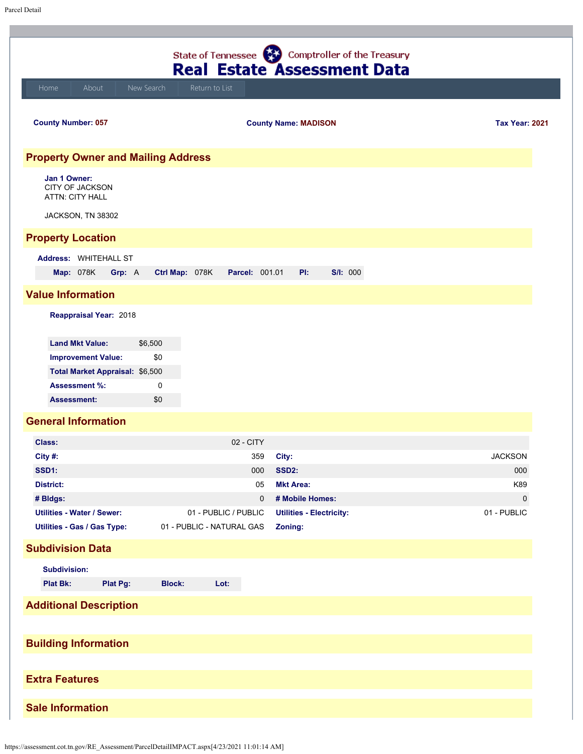State of Tennessee — Comptroller of the Treasury

# Real Estate Assessment Data

Home | About | New Search | Return to List

**County Number:** 057 **County Name:** MADISON **Tax Year:** 2021

## Property Owner and Mailing Address

**Jan 1 Owner:**
CITY OF JACKSON
ATTN: CITY HALL

JACKSON, TN 38302

## Property Location

**Address:** WHITEHALL ST

| Map: | 078K | Grp: | A | Ctrl Map: | 078K | Parcel: | 001.01 | PI: | | S/I: | 000 |
|---|---|---|---|---|---|---|---|---|---|---|---|

## Value Information

**Reappraisal Year:** 2018

| | |
|---|---|
| **Land Mkt Value:** | $6,500 |
| **Improvement Value:** | $0 |
| **Total Market Appraisal:** | $6,500 |
| **Assessment %:** | 0 |
| **Assessment:** | $0 |

## General Information

| | | | |
|---|---|---|---|
| **Class:** | 02 - CITY | | |
| **City #:** | 359 | **City:** | JACKSON |
| **SSD1:** | 000 | **SSD2:** | 000 |
| **District:** | 05 | **Mkt Area:** | K89 |
| **# Bldgs:** | 0 | **# Mobile Homes:** | 0 |
| **Utilities - Water / Sewer:** | 01 - PUBLIC / PUBLIC | **Utilities - Electricity:** | 01 - PUBLIC |
| **Utilities - Gas / Gas Type:** | 01 - PUBLIC - NATURAL GAS | **Zoning:** | |

## Subdivision Data

**Subdivision:**

| Plat Bk: | Plat Pg: | Block: | Lot: |
|---|---|---|---|

## Additional Description

## Building Information

## Extra Features

## Sale Information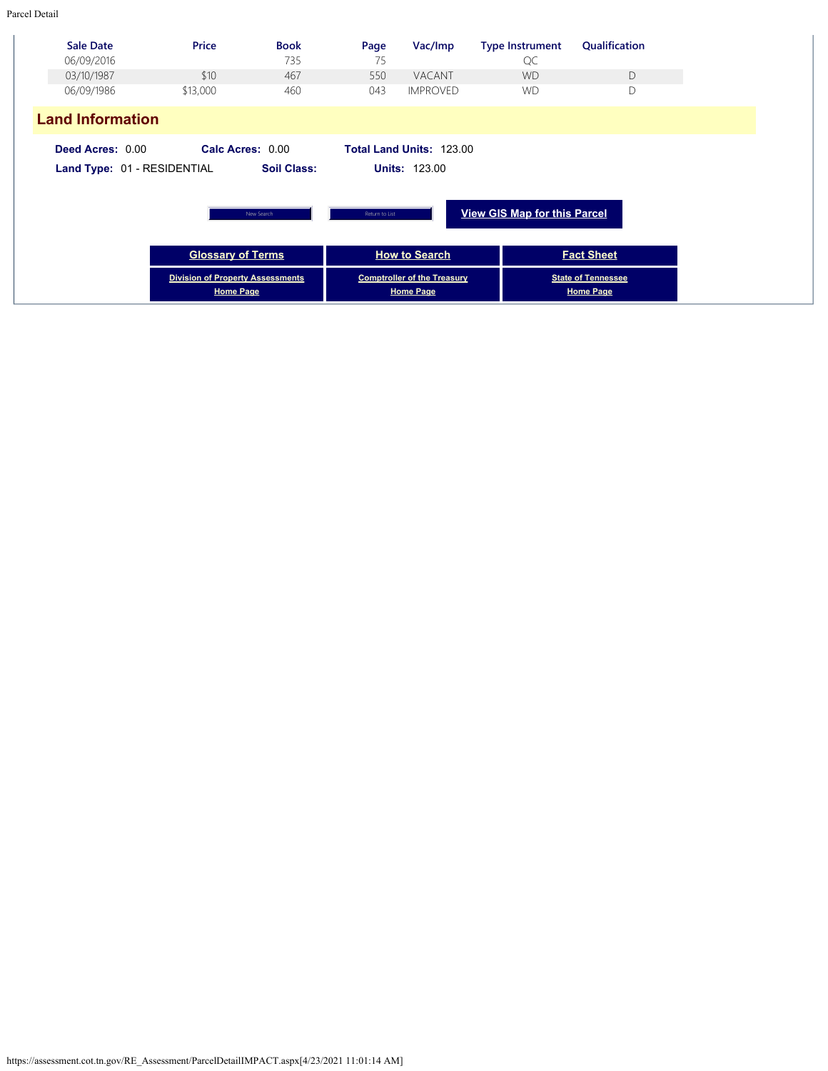| Sale Date | Price | Book | Page | Vac/Imp | Type Instrument | Qualification |
|---|---|---|---|---|---|---|
| 06/09/2016 | | 735 | 75 | | QC | |
| 03/10/1987 | $10 | 467 | 550 | VACANT | WD | D |
| 06/09/1986 | $13,000 | 460 | 043 | IMPROVED | WD | D |

## Land Information

**Deed Acres:** 0.00 **Calc Acres:** 0.00 **Total Land Units:** 123.00

**Land Type:** 01 - RESIDENTIAL **Soil Class:** **Units:** 123.00

New Search Return to List **View GIS Map for this Parcel**

| | | |
|---|---|---|
| **Glossary of Terms** | **How to Search** | **Fact Sheet** |
| **Division of Property Assessments Home Page** | **Comptroller of the Treasury Home Page** | **State of Tennessee Home Page** |